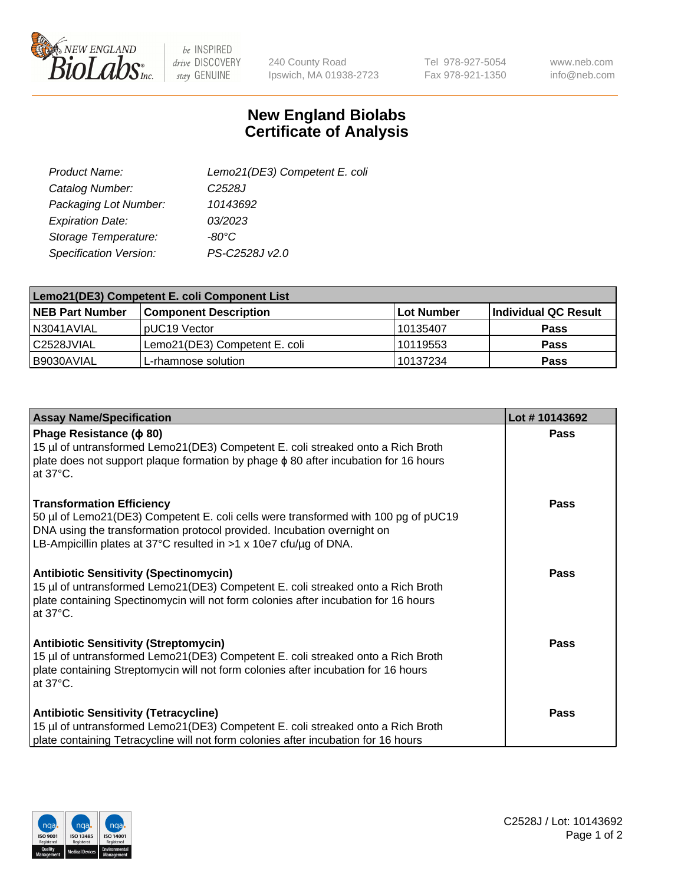New England BioLabs Inc. — be INSPIRED drive DISCOVERY stay GENUINE

240 County Road
Ipswich, MA 01938-2723

Tel 978-927-5054
Fax 978-921-1350

www.neb.com
info@neb.com

# New England Biolabs Certificate of Analysis

| | |
|---|---|
| *Product Name:* | *Lemo21(DE3) Competent E. coli* |
| *Catalog Number:* | *C2528J* |
| *Packaging Lot Number:* | *10143692* |
| *Expiration Date:* | *03/2023* |
| *Storage Temperature:* | *-80°C* |
| *Specification Version:* | *PS-C2528J v2.0* |

**Lemo21(DE3) Competent E. coli Component List**

| NEB Part Number | Component Description | Lot Number | Individual QC Result |
|---|---|---|---|
| N3041AVIAL | pUC19 Vector | 10135407 | **Pass** |
| C2528JVIAL | Lemo21(DE3) Competent E. coli | 10119553 | **Pass** |
| B9030AVIAL | L-rhamnose solution | 10137234 | **Pass** |

| Assay Name/Specification | Lot # 10143692 |
|---|---|
| **Phage Resistance (ϕ 80)**<br>15 µl of untransformed Lemo21(DE3) Competent E. coli streaked onto a Rich Broth plate does not support plaque formation by phage ϕ 80 after incubation for 16 hours at 37°C. | **Pass** |
| **Transformation Efficiency**<br>50 µl of Lemo21(DE3) Competent E. coli cells were transformed with 100 pg of pUC19 DNA using the transformation protocol provided. Incubation overnight on LB-Ampicillin plates at 37°C resulted in >1 x 10e7 cfu/µg of DNA. | **Pass** |
| **Antibiotic Sensitivity (Spectinomycin)**<br>15 µl of untransformed Lemo21(DE3) Competent E. coli streaked onto a Rich Broth plate containing Spectinomycin will not form colonies after incubation for 16 hours at 37°C. | **Pass** |
| **Antibiotic Sensitivity (Streptomycin)**<br>15 µl of untransformed Lemo21(DE3) Competent E. coli streaked onto a Rich Broth plate containing Streptomycin will not form colonies after incubation for 16 hours at 37°C. | **Pass** |
| **Antibiotic Sensitivity (Tetracycline)**<br>15 µl of untransformed Lemo21(DE3) Competent E. coli streaked onto a Rich Broth plate containing Tetracycline will not form colonies after incubation for 16 hours | **Pass** |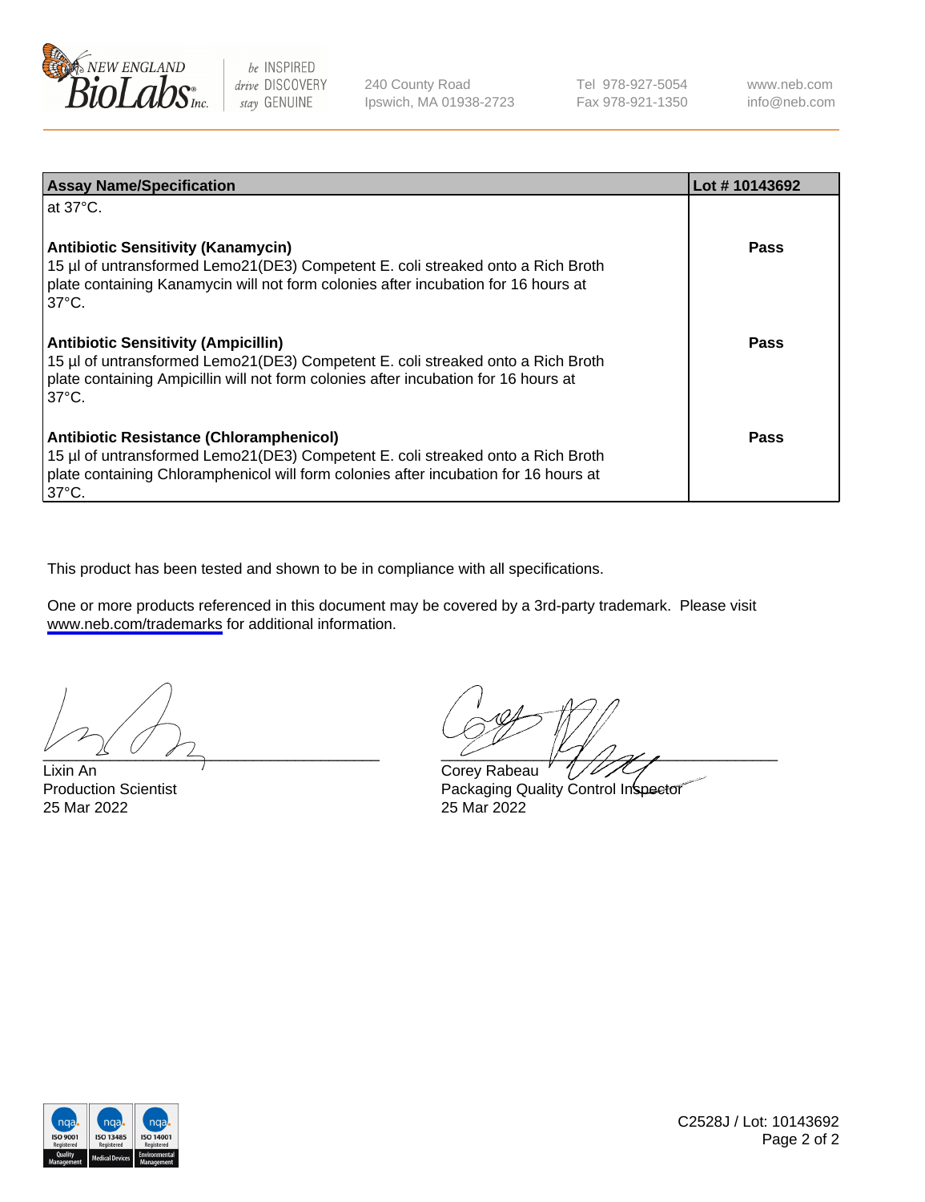| Assay Name/Specification | Lot # 10143692 |
|---|---|
| at 37°C. | |
| **Antibiotic Sensitivity (Kanamycin)**<br>15 µl of untransformed Lemo21(DE3) Competent E. coli streaked onto a Rich Broth plate containing Kanamycin will not form colonies after incubation for 16 hours at 37°C. | **Pass** |
| **Antibiotic Sensitivity (Ampicillin)**<br>15 µl of untransformed Lemo21(DE3) Competent E. coli streaked onto a Rich Broth plate containing Ampicillin will not form colonies after incubation for 16 hours at 37°C. | **Pass** |
| **Antibiotic Resistance (Chloramphenicol)**<br>15 µl of untransformed Lemo21(DE3) Competent E. coli streaked onto a Rich Broth plate containing Chloramphenicol will form colonies after incubation for 16 hours at 37°C. | **Pass** |

This product has been tested and shown to be in compliance with all specifications.

One or more products referenced in this document may be covered by a 3rd-party trademark. Please visit www.neb.com/trademarks for additional information.

Lixin An
Production Scientist
25 Mar 2022

Corey Rabeau
Packaging Quality Control Inspector
25 Mar 2022

C2528J / Lot: 10143692